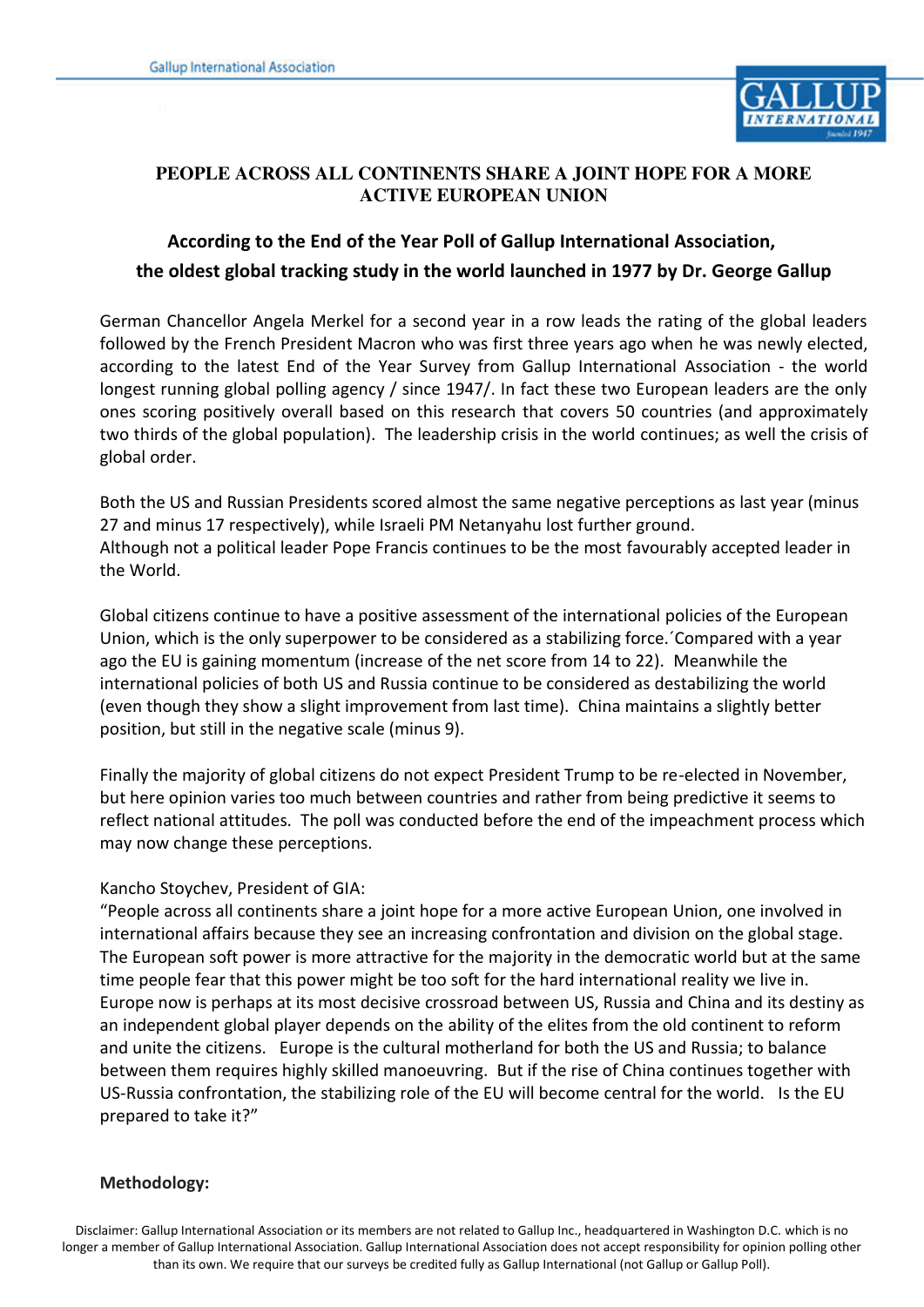# PEOPLE ACROSS ALL CONTINENTS SHARE A JOINT HOPE FOR A MORE ACTIVE EUROPEAN UNION

## According to the End of the Year Poll of Gallup International Association, the oldest global tracking study in the world launched in 1977 by Dr. George Gallup

German Chancellor Angela Merkel for a second year in a row leads the rating of the global leaders followed by the French President Macron who was first three years ago when he was newly elected, according to the latest End of the Year Survey from Gallup International Association - the world longest running global polling agency / since 1947/. In fact these two European leaders are the only ones scoring positively overall based on this research that covers 50 countries (and approximately two thirds of the global population). The leadership crisis in the world continues; as well the crisis of global order.

Both the US and Russian Presidents scored almost the same negative perceptions as last year (minus 27 and minus 17 respectively), while Israeli PM Netanyahu lost further ground.
Although not a political leader Pope Francis continues to be the most favourably accepted leader in the World.

Global citizens continue to have a positive assessment of the international policies of the European Union, which is the only superpower to be considered as a stabilizing force.´Compared with a year ago the EU is gaining momentum (increase of the net score from 14 to 22). Meanwhile the international policies of both US and Russia continue to be considered as destabilizing the world (even though they show a slight improvement from last time). China maintains a slightly better position, but still in the negative scale (minus 9).

Finally the majority of global citizens do not expect President Trump to be re-elected in November, but here opinion varies too much between countries and rather from being predictive it seems to reflect national attitudes. The poll was conducted before the end of the impeachment process which may now change these perceptions.

Kancho Stoychev, President of GIA:
"People across all continents share a joint hope for a more active European Union, one involved in international affairs because they see an increasing confrontation and division on the global stage. The European soft power is more attractive for the majority in the democratic world but at the same time people fear that this power might be too soft for the hard international reality we live in. Europe now is perhaps at its most decisive crossroad between US, Russia and China and its destiny as an independent global player depends on the ability of the elites from the old continent to reform and unite the citizens. Europe is the cultural motherland for both the US and Russia; to balance between them requires highly skilled manoeuvring. But if the rise of China continues together with US-Russia confrontation, the stabilizing role of the EU will become central for the world. Is the EU prepared to take it?"

**Methodology:**

Disclaimer: Gallup International Association or its members are not related to Gallup Inc., headquartered in Washington D.C. which is no longer a member of Gallup International Association. Gallup International Association does not accept responsibility for opinion polling other than its own. We require that our surveys be credited fully as Gallup International (not Gallup or Gallup Poll).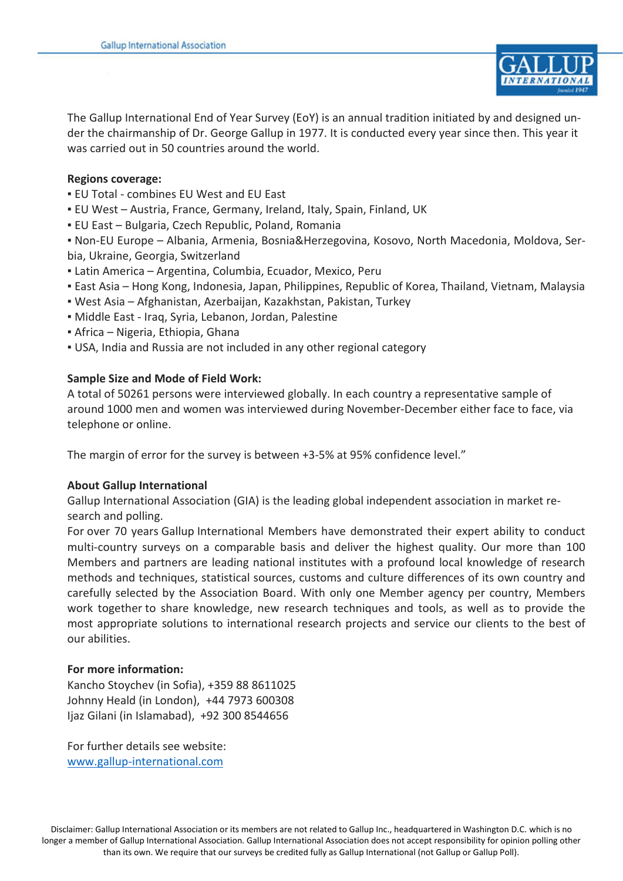The Gallup International End of Year Survey (EoY) is an annual tradition initiated by and designed under the chairmanship of Dr. George Gallup in 1977. It is conducted every year since then. This year it was carried out in 50 countries around the world.

**Regions coverage:**

- EU Total - combines EU West and EU East
- EU West – Austria, France, Germany, Ireland, Italy, Spain, Finland, UK
- EU East – Bulgaria, Czech Republic, Poland, Romania
- Non-EU Europe – Albania, Armenia, Bosnia&Herzegovina, Kosovo, North Macedonia, Moldova, Serbia, Ukraine, Georgia, Switzerland
- Latin America – Argentina, Columbia, Ecuador, Mexico, Peru
- East Asia – Hong Kong, Indonesia, Japan, Philippines, Republic of Korea, Thailand, Vietnam, Malaysia
- West Asia – Afghanistan, Azerbaijan, Kazakhstan, Pakistan, Turkey
- Middle East - Iraq, Syria, Lebanon, Jordan, Palestine
- Africa – Nigeria, Ethiopia, Ghana
- USA, India and Russia are not included in any other regional category

**Sample Size and Mode of Field Work:**

A total of 50261 persons were interviewed globally. In each country a representative sample of around 1000 men and women was interviewed during November-December either face to face, via telephone or online.

The margin of error for the survey is between +3-5% at 95% confidence level."

**About Gallup International**

Gallup International Association (GIA) is the leading global independent association in market research and polling.

For over 70 years Gallup International Members have demonstrated their expert ability to conduct multi-country surveys on a comparable basis and deliver the highest quality. Our more than 100 Members and partners are leading national institutes with a profound local knowledge of research methods and techniques, statistical sources, customs and culture differences of its own country and carefully selected by the Association Board. With only one Member agency per country, Members work together to share knowledge, new research techniques and tools, as well as to provide the most appropriate solutions to international research projects and service our clients to the best of our abilities.

**For more information:**

Kancho Stoychev (in Sofia), +359 88 8611025
Johnny Heald (in London), +44 7973 600308
Ijaz Gilani (in Islamabad), +92 300 8544656

For further details see website:
[www.gallup-international.com](http://www.gallup-international.com)

Disclaimer: Gallup International Association or its members are not related to Gallup Inc., headquartered in Washington D.C. which is no longer a member of Gallup International Association. Gallup International Association does not accept responsibility for opinion polling other than its own. We require that our surveys be credited fully as Gallup International (not Gallup or Gallup Poll).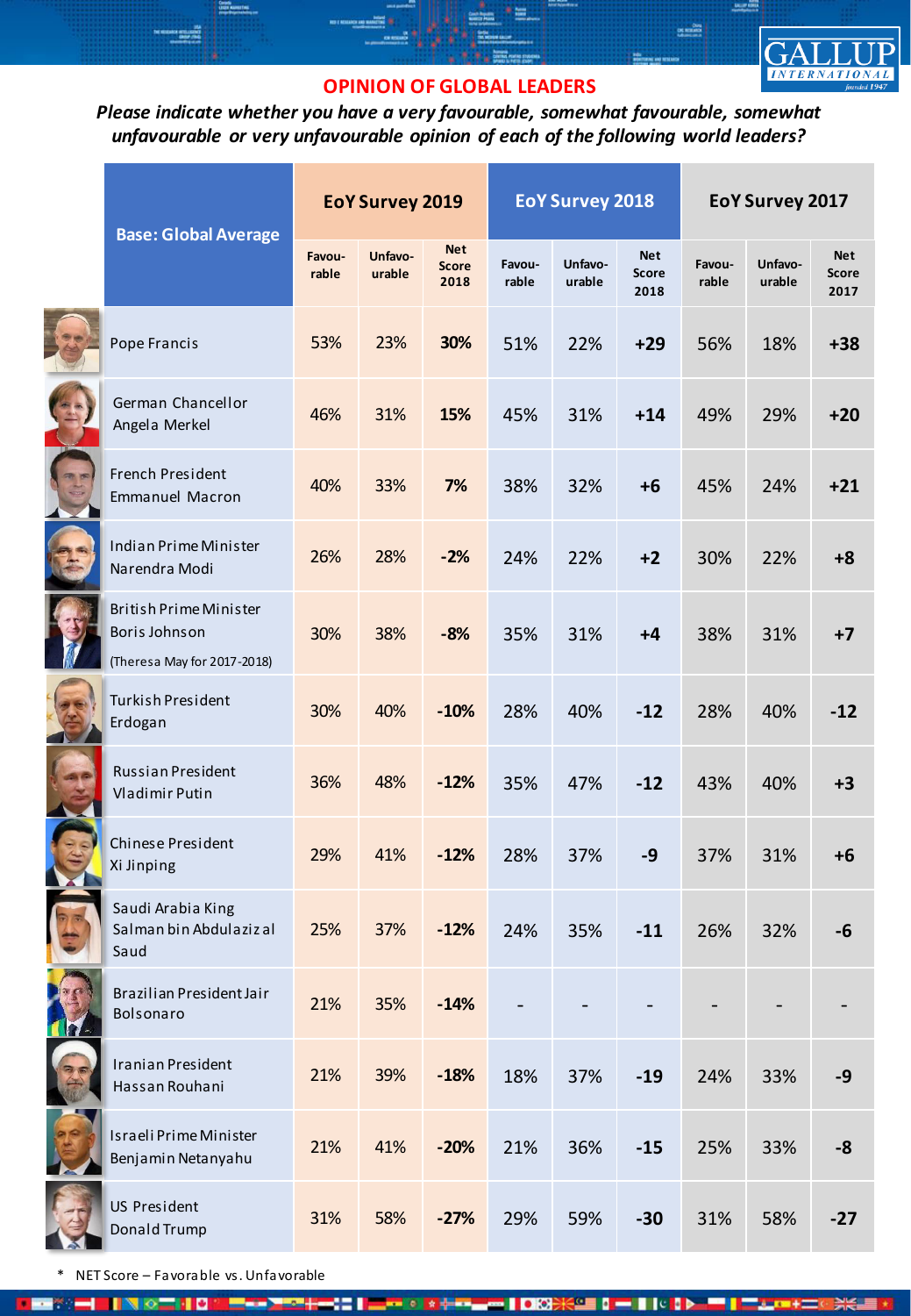## OPINION OF GLOBAL LEADERS

***Please indicate whether you have a very favourable, somewhat favourable, somewhat unfavourable or very unfavourable opinion of each of the following world leaders?***

| Base: Global Average | EoY Survey 2019 | | | EoY Survey 2018 | | | EoY Survey 2017 | | |
|---|---|---|---|---|---|---|---|---|---|
| | Favou-rable | Unfavo-urable | Net Score 2018 | Favou-rable | Unfavo-urable | Net Score 2018 | Favou-rable | Unfavo-urable | Net Score 2017 |
| Pope Francis | 53% | 23% | **30%** | 51% | 22% | **+29** | 56% | 18% | **+38** |
| German Chancellor Angela Merkel | 46% | 31% | **15%** | 45% | 31% | **+14** | 49% | 29% | **+20** |
| French President Emmanuel Macron | 40% | 33% | **7%** | 38% | 32% | **+6** | 45% | 24% | **+21** |
| Indian Prime Minister Narendra Modi | 26% | 28% | **-2%** | 24% | 22% | **+2** | 30% | 22% | **+8** |
| British Prime Minister Boris Johnson (Theresa May for 2017-2018) | 30% | 38% | **-8%** | 35% | 31% | **+4** | 38% | 31% | **+7** |
| Turkish President Erdogan | 30% | 40% | **-10%** | 28% | 40% | **-12** | 28% | 40% | **-12** |
| Russian President Vladimir Putin | 36% | 48% | **-12%** | 35% | 47% | **-12** | 43% | 40% | **+3** |
| Chinese President Xi Jinping | 29% | 41% | **-12%** | 28% | 37% | **-9** | 37% | 31% | **+6** |
| Saudi Arabia King Salman bin Abdulaziz al Saud | 25% | 37% | **-12%** | 24% | 35% | **-11** | 26% | 32% | **-6** |
| Brazilian President Jair Bolsonaro | 21% | 35% | **-14%** | - | - | - | - | - | - |
| Iranian President Hassan Rouhani | 21% | 39% | **-18%** | 18% | 37% | **-19** | 24% | 33% | **-9** |
| Israeli Prime Minister Benjamin Netanyahu | 21% | 41% | **-20%** | 21% | 36% | **-15** | 25% | 33% | **-8** |
| US President Donald Trump | 31% | 58% | **-27%** | 29% | 59% | **-30** | 31% | 58% | **-27** |

\* NET Score – Favorable vs. Unfavorable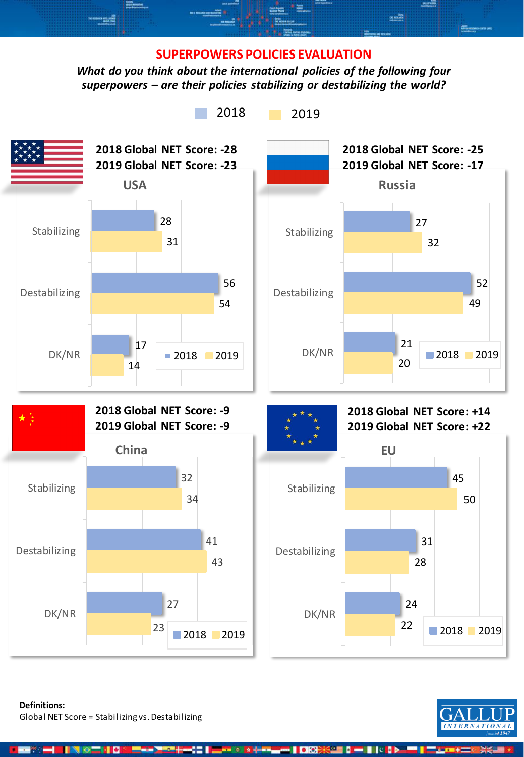## SUPERPOWERS POLICIES EVALUATION

***What do you think about the international policies of the following four superpowers – are their policies stabilizing or destabilizing the world?***

### USA

**2018 Global NET Score: -28**
**2019 Global NET Score: -23**

| | 2018 | 2019 |
|---|---|---|
| Stabilizing | 28 | 31 |
| Destabilizing | 56 | 54 |
| DK/NR | 17 | 14 |

### Russia

**2018 Global NET Score: -25**
**2019 Global NET Score: -17**

| | 2018 | 2019 |
|---|---|---|
| Stabilizing | 27 | 32 |
| Destabilizing | 52 | 49 |
| DK/NR | 21 | 20 |

### China

**2018 Global NET Score: -9**
**2019 Global NET Score: -9**

| | 2018 | 2019 |
|---|---|---|
| Stabilizing | 32 | 34 |
| Destabilizing | 41 | 43 |
| DK/NR | 27 | 23 |

### EU

**2018 Global NET Score: +14**
**2019 Global NET Score: +22**

| | 2018 | 2019 |
|---|---|---|
| Stabilizing | 45 | 50 |
| Destabilizing | 31 | 28 |
| DK/NR | 24 | 22 |

**Definitions:**
Global NET Score = Stabilizing vs. Destabilizing

GALLUP INTERNATIONAL founded 1947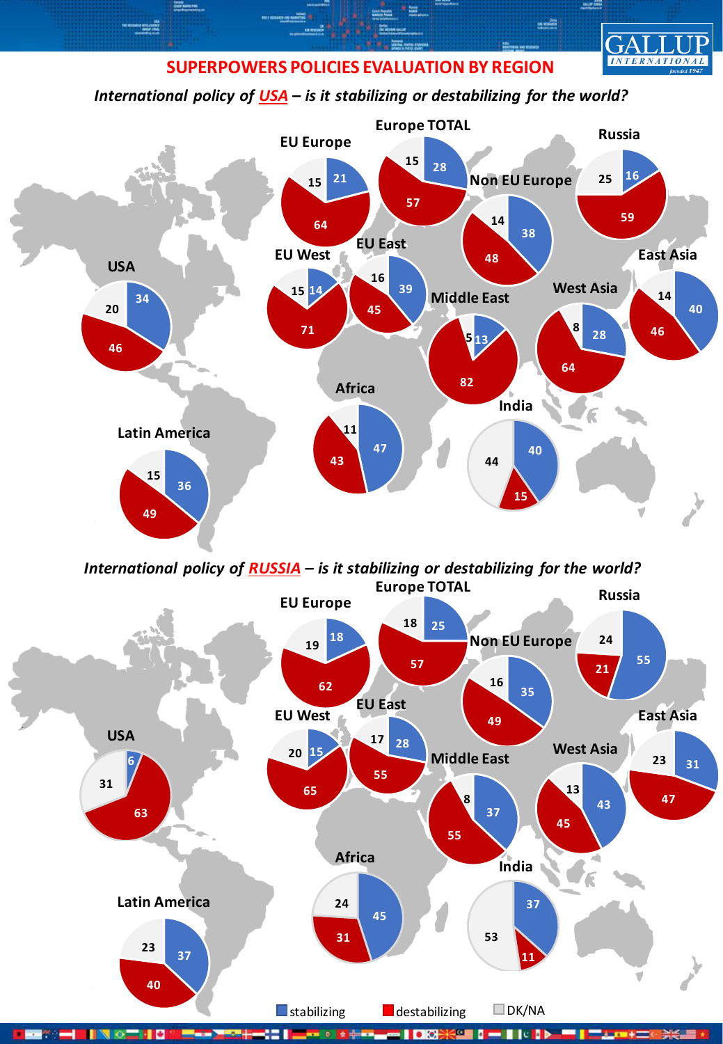# SUPERPOWERS POLICIES EVALUATION BY REGION

*International policy of USA – is it stabilizing or destabilizing for the world?*

| Region | stabilizing | destabilizing | DK/NA |
|---|---|---|---|
| USA | 34 | 46 | 20 |
| Latin America | 36 | 49 | 15 |
| EU Europe | 21 | 64 | 15 |
| Europe TOTAL | 28 | 57 | 15 |
| Non EU Europe | 38 | 48 | 14 |
| Russia | 16 | 59 | 25 |
| EU West | 14 | 71 | 15 |
| EU East | 39 | 45 | 16 |
| Middle East | 13 | 82 | 5 |
| West Asia | 28 | 64 | 8 |
| East Asia | 40 | 46 | 14 |
| Africa | 47 | 43 | 11 |
| India | 40 | 15 | 44 |

*International policy of RUSSIA – is it stabilizing or destabilizing for the world?*

| Region | stabilizing | destabilizing | DK/NA |
|---|---|---|---|
| USA | 6 | 63 | 31 |
| Latin America | 37 | 40 | 23 |
| EU Europe | 18 | 62 | 19 |
| Europe TOTAL | 25 | 57 | 18 |
| Non EU Europe | 35 | 49 | 16 |
| Russia | 55 | 21 | 24 |
| EU West | 15 | 65 | 20 |
| EU East | 28 | 55 | 17 |
| Middle East | 37 | 55 | 8 |
| West Asia | 43 | 45 | 13 |
| East Asia | 31 | 47 | 23 |
| Africa | 45 | 31 | 24 |
| India | 37 | 11 | 53 |

stabilizing | destabilizing | DK/NA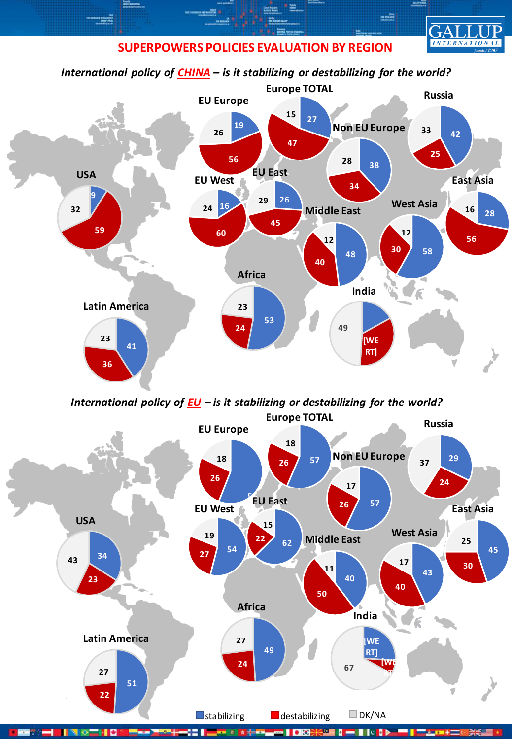# SUPERPOWERS POLICIES EVALUATION BY REGION

*International policy of CHINA – is it stabilizing or destabilizing for the world?*

Europe TOTAL
15
27
47

EU Europe
26
19
56

Non EU Europe
28
38
34

Russia
33
42
25

USA
9
32
59

EU West
24
16
60

EU East
29
26
45

Middle East
12
40
48

West Asia
12
30
58

East Asia
16
28
56

Africa
23
53
24

India
49
[WE RT]

Latin America
23
41
36

*International policy of EU – is it stabilizing or destabilizing for the world?*

Europe TOTAL
18
26
57

EU Europe
18
26

Non EU Europe
17
26
57

Russia
37
29
24

USA
43
34
23

EU West
19
27
54

EU East
15
22
62

Middle East
11
50
40

West Asia
17
40
43

East Asia
25
30
45

Africa
27
24
49

India
67
[WE RT]
[WE

Latin America
27
22
51

stabilizing
destabilizing
DK/NA